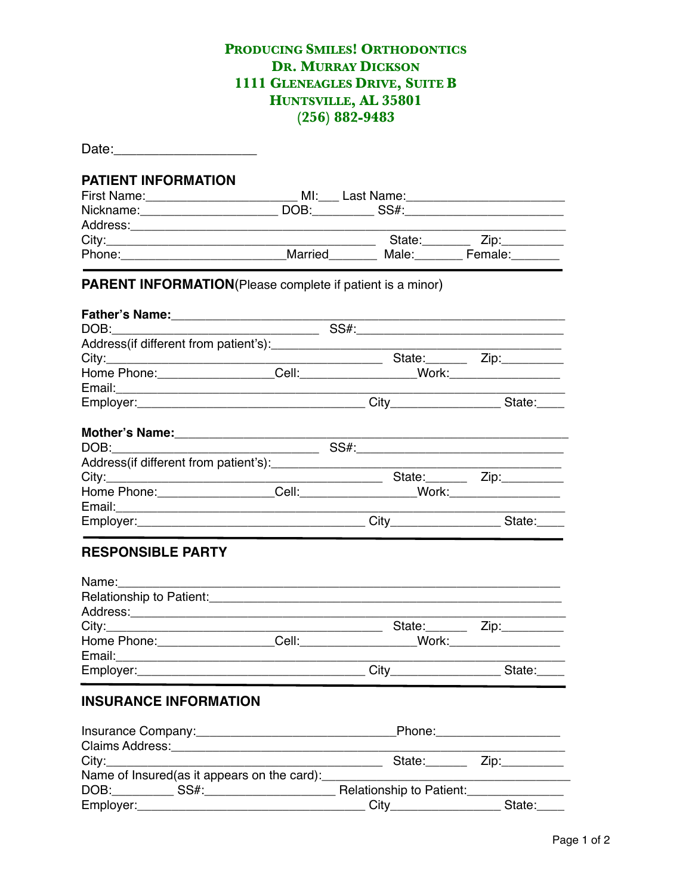# PRODUCING SMILES! ORTHODONTICS
## DR. MURRAY DICKSON
1111 GLENEAGLES DRIVE, SUITE B
HUNTSVILLE, AL 35801
(256) 882-9483

Date:___________________

## PATIENT INFORMATION

First Name:______________________ MI:___ Last Name:_______________________
Nickname:___________________ DOB:_________ SS#:______________________
Address:________________________________________________________________
City:________________________________________ State:_______ Zip:_________
Phone:_______________________Married_______ Male:_______ Female:_______

## PARENT INFORMATION(Please complete if patient is a minor)

**Father's Name:**_____________________________________________________
DOB:______________________________ SS#:_____________________________
Address(if different from patient's):__________________________________________
City:________________________________________ State:______ Zip:_________
Home Phone:________________Cell:________________Work:________________
Email:__________________________________________________________________
Employer:_________________________________ City_______________ State:____

**Mother's Name:**_____________________________________________________
DOB:______________________________ SS#:_____________________________
Address(if different from patient's):__________________________________________
City:________________________________________ State:______ Zip:_________
Home Phone:________________Cell:________________Work:________________
Email:__________________________________________________________________
Employer:_________________________________ City_______________ State:____

## RESPONSIBLE PARTY

Name:___________________________________________________________________
Relationship to Patient:_____________________________________________________
Address:________________________________________________________________
City:________________________________________ State:______ Zip:_________
Home Phone:________________Cell:________________Work:________________
Email:__________________________________________________________________
Employer:_________________________________ City_______________ State:____

## INSURANCE INFORMATION

Insurance Company:_____________________________Phone:__________________
Claims Address:__________________________________________________________
City:________________________________________ State:______ Zip:_________
Name of Insured(as it appears on the card):____________________________________
DOB:_________ SS#:___________________ Relationship to Patient:______________
Employer:_________________________________ City_______________ State:____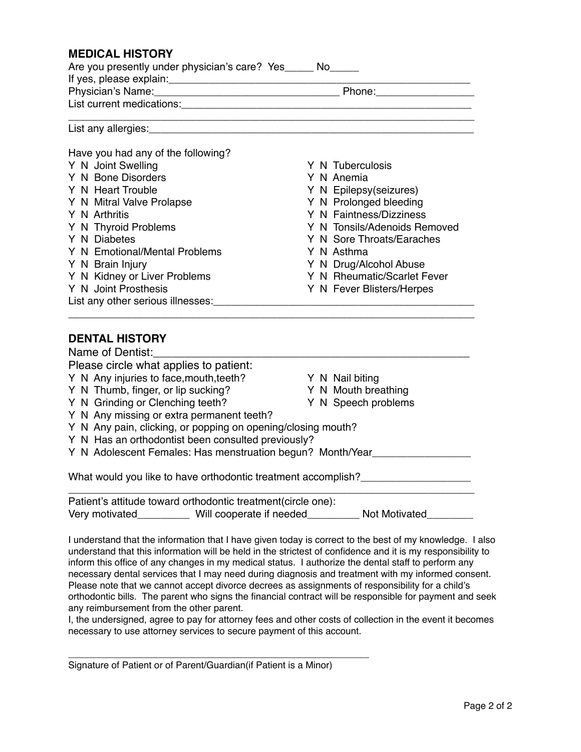## MEDICAL HISTORY

Are you presently under physician's care? Yes_____ No_____

If yes, please explain:_______________________________________________________

Physician's Name:________________________________ Phone:_________________

List current medications:____________________________________________________

______________________________________________________________________

List any allergies:__________________________________________________________

Have you had any of the following?

Y N Joint Swelling

Y N Bone Disorders

Y N Heart Trouble

Y N Mitral Valve Prolapse

Y N Arthritis

Y N Thyroid Problems

Y N Diabetes

Y N Emotional/Mental Problems

Y N Brain Injury

Y N Kidney or Liver Problems

Y N Joint Prosthesis

Y N Tuberculosis

Y N Anemia

Y N Epilepsy(seizures)

Y N Prolonged bleeding

Y N Faintness/Dizziness

Y N Tonsils/Adenoids Removed

Y N Sore Throats/Earaches

Y N Asthma

Y N Drug/Alcohol Abuse

Y N Rheumatic/Scarlet Fever

Y N Fever Blisters/Herpes

List any other serious illnesses:______________________________________________

______________________________________________________________________

## DENTAL HISTORY

Name of Dentist:_____________________________________________________

Please circle what applies to patient:

Y N Any injuries to face,mouth,teeth?

Y N Thumb, finger, or lip sucking?

Y N Grinding or Clenching teeth?

Y N Nail biting

Y N Mouth breathing

Y N Speech problems

Y N Any missing or extra permanent teeth?

Y N Any pain, clicking, or popping on opening/closing mouth?

Y N Has an orthodontist been consulted previously?

Y N Adolescent Females: Has menstruation begun? Month/Year_________________

What would you like to have orthodontic treatment accomplish?___________________

______________________________________________________________________

Patient's attitude toward orthodontic treatment(circle one):

Very motivated_________ Will cooperate if needed_________ Not Motivated________

I understand that the information that I have given today is correct to the best of my knowledge. I also understand that this information will be held in the strictest of confidence and it is my responsibility to inform this office of any changes in my medical status. I authorize the dental staff to perform any necessary dental services that I may need during diagnosis and treatment with my informed consent. Please note that we cannot accept divorce decrees as assignments of responsibility for a child's orthodontic bills. The parent who signs the financial contract will be responsible for payment and seek any reimbursement from the other parent.

I, the undersigned, agree to pay for attorney fees and other costs of collection in the event it becomes necessary to use attorney services to secure payment of this account.

___________________________________________________________

Signature of Patient or of Parent/Guardian(if Patient is a Minor)